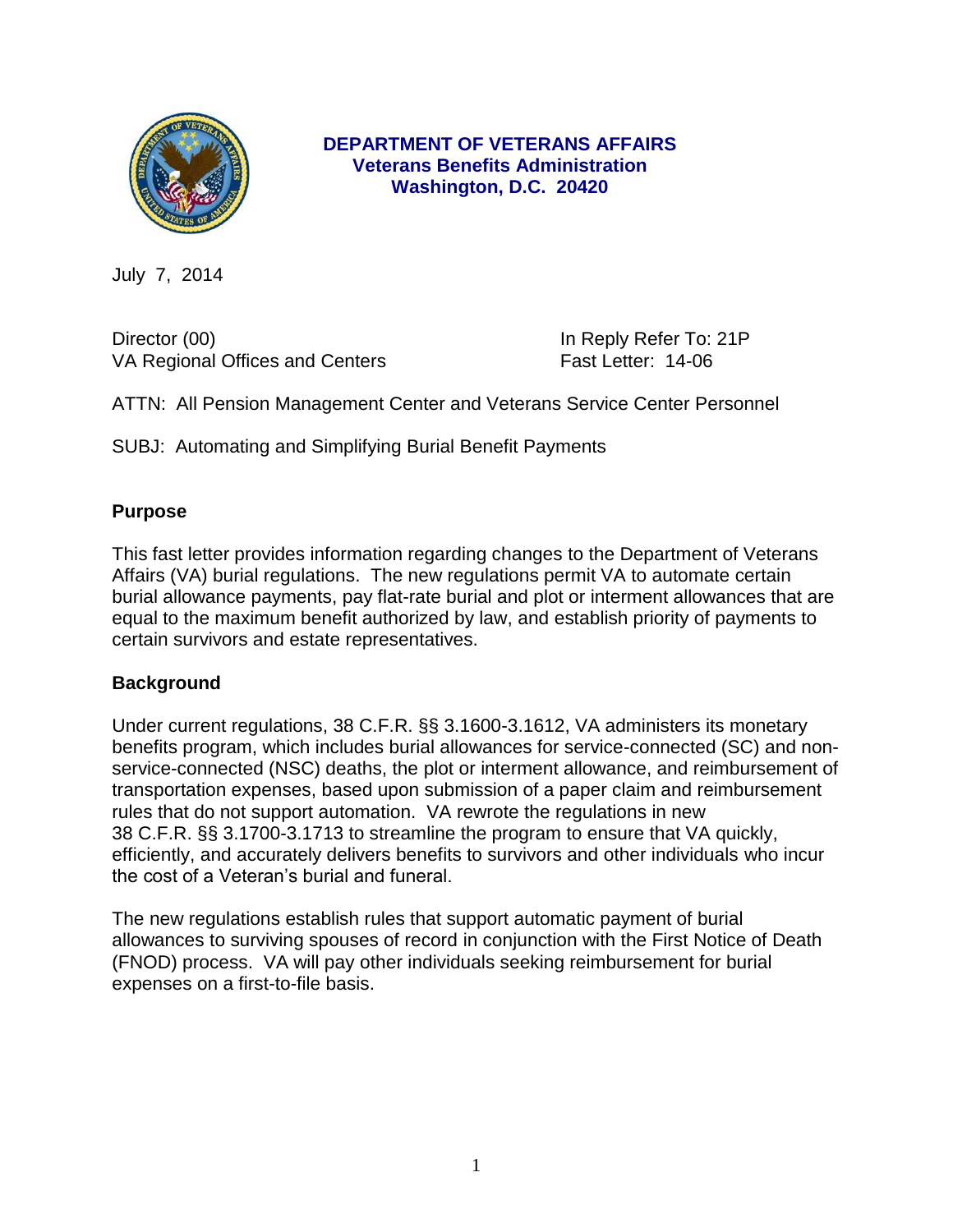**DEPARTMENT OF VETERANS AFFAIRS**
**Veterans Benefits Administration**
**Washington, D.C. 20420**

July 7, 2014

Director (00)
VA Regional Offices and Centers

In Reply Refer To: 21P
Fast Letter: 14-06

ATTN: All Pension Management Center and Veterans Service Center Personnel

SUBJ: Automating and Simplifying Burial Benefit Payments

## Purpose

This fast letter provides information regarding changes to the Department of Veterans Affairs (VA) burial regulations. The new regulations permit VA to automate certain burial allowance payments, pay flat-rate burial and plot or interment allowances that are equal to the maximum benefit authorized by law, and establish priority of payments to certain survivors and estate representatives.

## Background

Under current regulations, 38 C.F.R. §§ 3.1600-3.1612, VA administers its monetary benefits program, which includes burial allowances for service-connected (SC) and non-service-connected (NSC) deaths, the plot or interment allowance, and reimbursement of transportation expenses, based upon submission of a paper claim and reimbursement rules that do not support automation. VA rewrote the regulations in new 38 C.F.R. §§ 3.1700-3.1713 to streamline the program to ensure that VA quickly, efficiently, and accurately delivers benefits to survivors and other individuals who incur the cost of a Veteran's burial and funeral.

The new regulations establish rules that support automatic payment of burial allowances to surviving spouses of record in conjunction with the First Notice of Death (FNOD) process. VA will pay other individuals seeking reimbursement for burial expenses on a first-to-file basis.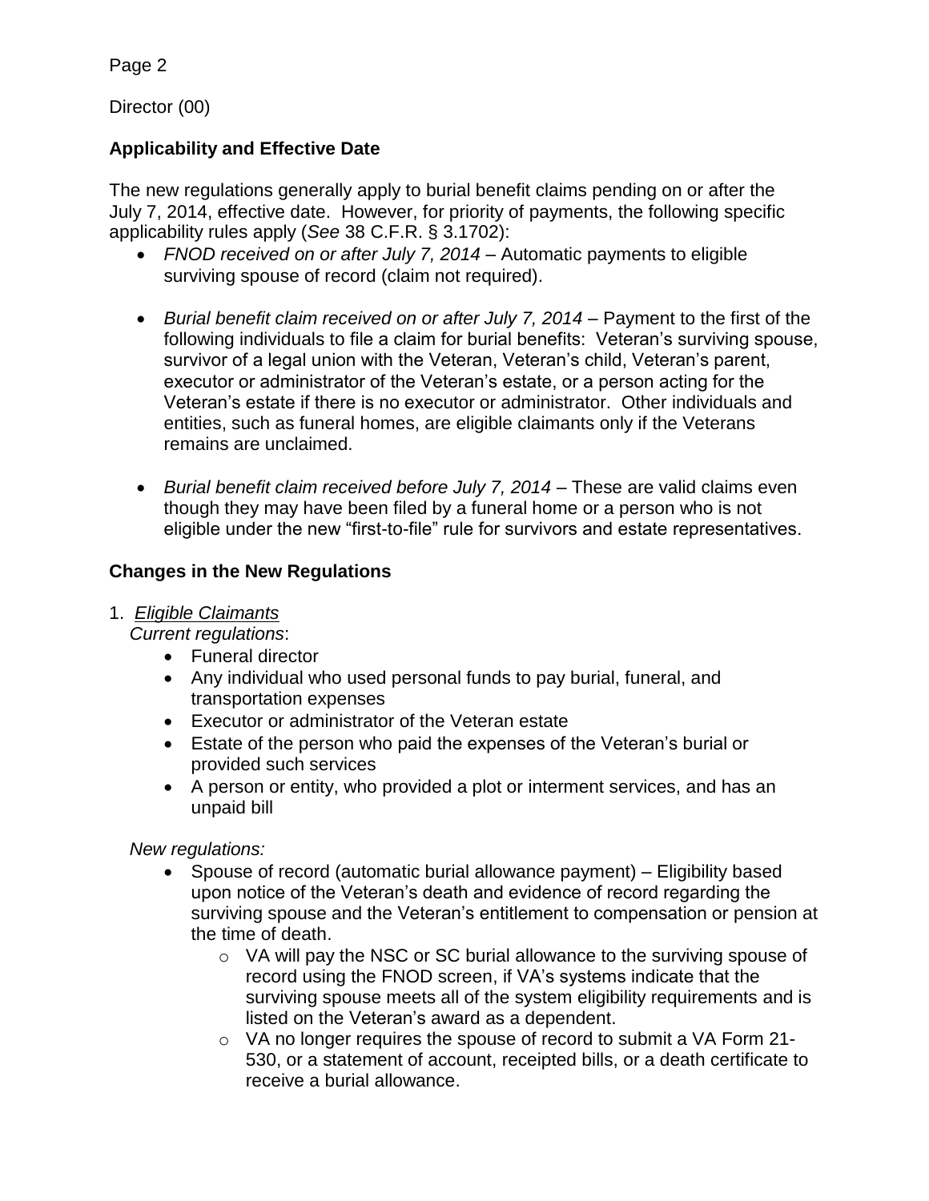## Applicability and Effective Date

The new regulations generally apply to burial benefit claims pending on or after the July 7, 2014, effective date. However, for priority of payments, the following specific applicability rules apply (*See* 38 C.F.R. § 3.1702):

- *FNOD received on or after July 7, 2014* – Automatic payments to eligible surviving spouse of record (claim not required).
- *Burial benefit claim received on or after July 7, 2014* – Payment to the first of the following individuals to file a claim for burial benefits: Veteran's surviving spouse, survivor of a legal union with the Veteran, Veteran's child, Veteran's parent, executor or administrator of the Veteran's estate, or a person acting for the Veteran's estate if there is no executor or administrator. Other individuals and entities, such as funeral homes, are eligible claimants only if the Veterans remains are unclaimed.
- *Burial benefit claim received before July 7, 2014* – These are valid claims even though they may have been filed by a funeral home or a person who is not eligible under the new "first-to-file" rule for survivors and estate representatives.

## Changes in the New Regulations

1. ***Eligible Claimants***

   *Current regulations*:
   - Funeral director
   - Any individual who used personal funds to pay burial, funeral, and transportation expenses
   - Executor or administrator of the Veteran estate
   - Estate of the person who paid the expenses of the Veteran's burial or provided such services
   - A person or entity, who provided a plot or interment services, and has an unpaid bill

   *New regulations:*
   - Spouse of record (automatic burial allowance payment) – Eligibility based upon notice of the Veteran's death and evidence of record regarding the surviving spouse and the Veteran's entitlement to compensation or pension at the time of death.
     - VA will pay the NSC or SC burial allowance to the surviving spouse of record using the FNOD screen, if VA's systems indicate that the surviving spouse meets all of the system eligibility requirements and is listed on the Veteran's award as a dependent.
     - VA no longer requires the spouse of record to submit a VA Form 21-530, or a statement of account, receipted bills, or a death certificate to receive a burial allowance.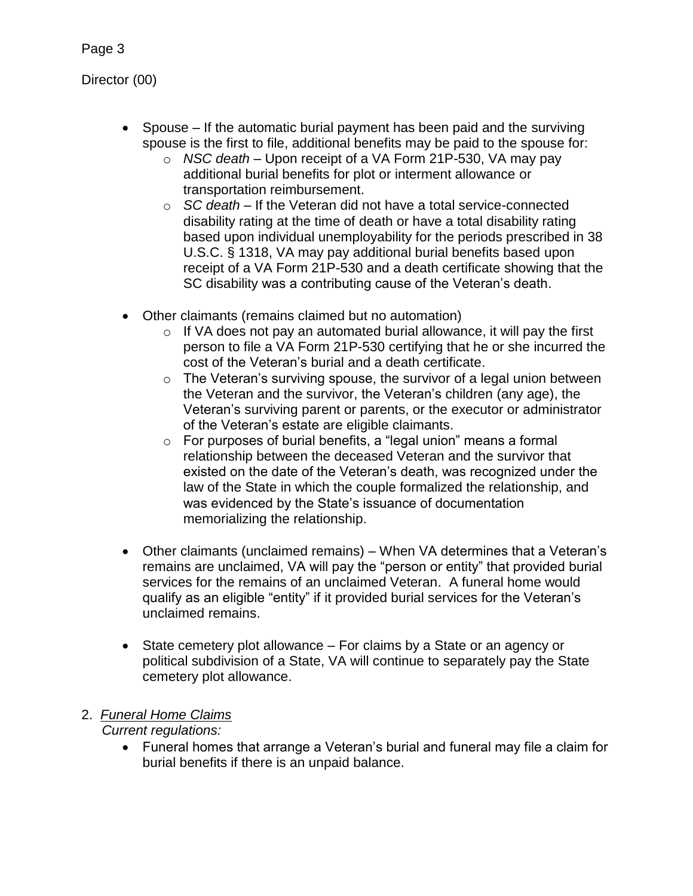- Spouse – If the automatic burial payment has been paid and the surviving spouse is the first to file, additional benefits may be paid to the spouse for:
  - *NSC death* – Upon receipt of a VA Form 21P-530, VA may pay additional burial benefits for plot or interment allowance or transportation reimbursement.
  - *SC death* – If the Veteran did not have a total service-connected disability rating at the time of death or have a total disability rating based upon individual unemployability for the periods prescribed in 38 U.S.C. § 1318, VA may pay additional burial benefits based upon receipt of a VA Form 21P-530 and a death certificate showing that the SC disability was a contributing cause of the Veteran's death.

- Other claimants (remains claimed but no automation)
  - If VA does not pay an automated burial allowance, it will pay the first person to file a VA Form 21P-530 certifying that he or she incurred the cost of the Veteran's burial and a death certificate.
  - The Veteran's surviving spouse, the survivor of a legal union between the Veteran and the survivor, the Veteran's children (any age), the Veteran's surviving parent or parents, or the executor or administrator of the Veteran's estate are eligible claimants.
  - For purposes of burial benefits, a "legal union" means a formal relationship between the deceased Veteran and the survivor that existed on the date of the Veteran's death, was recognized under the law of the State in which the couple formalized the relationship, and was evidenced by the State's issuance of documentation memorializing the relationship.

- Other claimants (unclaimed remains) – When VA determines that a Veteran's remains are unclaimed, VA will pay the "person or entity" that provided burial services for the remains of an unclaimed Veteran. A funeral home would qualify as an eligible "entity" if it provided burial services for the Veteran's unclaimed remains.

- State cemetery plot allowance – For claims by a State or an agency or political subdivision of a State, VA will continue to separately pay the State cemetery plot allowance.

2. *<u>Funeral Home Claims</u>*

   *Current regulations:*

   - Funeral homes that arrange a Veteran's burial and funeral may file a claim for burial benefits if there is an unpaid balance.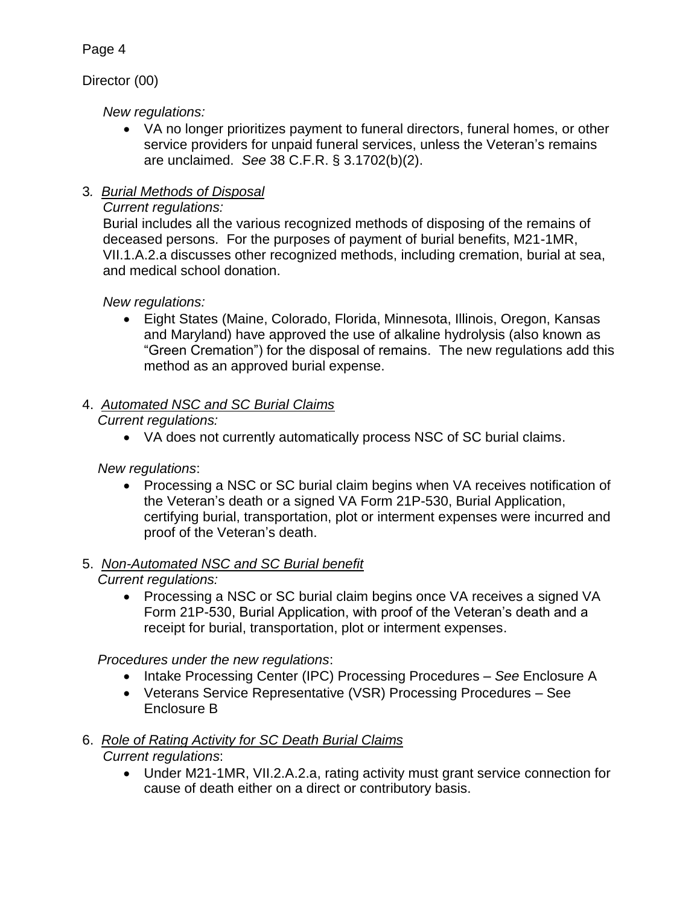Director (00)

*New regulations:*

- VA no longer prioritizes payment to funeral directors, funeral homes, or other service providers for unpaid funeral services, unless the Veteran's remains are unclaimed. *See* 38 C.F.R. § 3.1702(b)(2).

3. *Burial Methods of Disposal*

*Current regulations:*
Burial includes all the various recognized methods of disposing of the remains of deceased persons. For the purposes of payment of burial benefits, M21-1MR, VII.1.A.2.a discusses other recognized methods, including cremation, burial at sea, and medical school donation.

*New regulations:*

- Eight States (Maine, Colorado, Florida, Minnesota, Illinois, Oregon, Kansas and Maryland) have approved the use of alkaline hydrolysis (also known as "Green Cremation") for the disposal of remains. The new regulations add this method as an approved burial expense.

4. *Automated NSC and SC Burial Claims*

*Current regulations:*

- VA does not currently automatically process NSC of SC burial claims.

*New regulations*:

- Processing a NSC or SC burial claim begins when VA receives notification of the Veteran's death or a signed VA Form 21P-530, Burial Application, certifying burial, transportation, plot or interment expenses were incurred and proof of the Veteran's death.

5. *Non-Automated NSC and SC Burial benefit*

*Current regulations:*

- Processing a NSC or SC burial claim begins once VA receives a signed VA Form 21P-530, Burial Application, with proof of the Veteran's death and a receipt for burial, transportation, plot or interment expenses.

*Procedures under the new regulations*:

- Intake Processing Center (IPC) Processing Procedures – *See* Enclosure A
- Veterans Service Representative (VSR) Processing Procedures – See Enclosure B

6. *Role of Rating Activity for SC Death Burial Claims*

*Current regulations*:

- Under M21-1MR, VII.2.A.2.a, rating activity must grant service connection for cause of death either on a direct or contributory basis.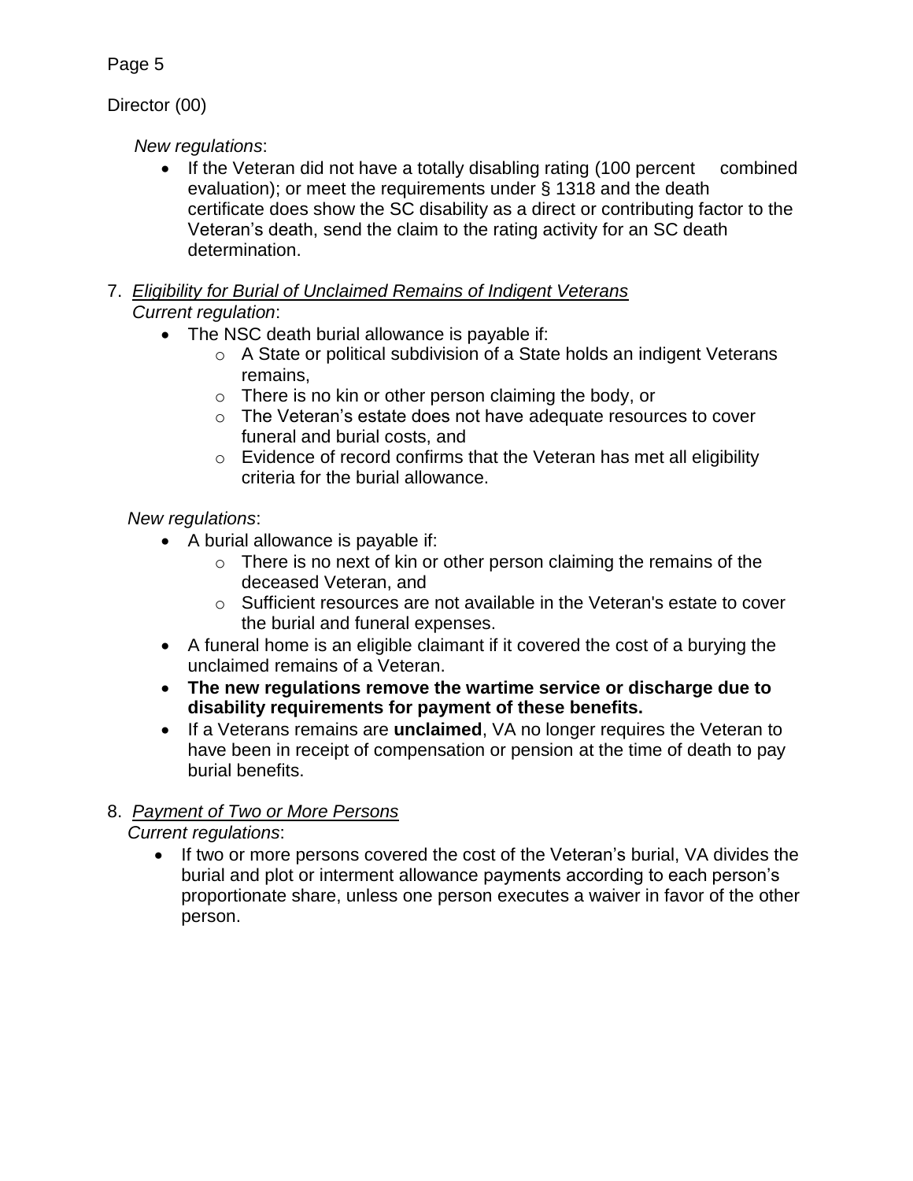Director (00)

*New regulations*:

- If the Veteran did not have a totally disabling rating (100 percent combined evaluation); or meet the requirements under § 1318 and the death certificate does show the SC disability as a direct or contributing factor to the Veteran's death, send the claim to the rating activity for an SC death determination.

7. *Eligibility for Burial of Unclaimed Remains of Indigent Veterans*
   *Current regulation*:
   - The NSC death burial allowance is payable if:
     - A State or political subdivision of a State holds an indigent Veterans remains,
     - There is no kin or other person claiming the body, or
     - The Veteran's estate does not have adequate resources to cover funeral and burial costs, and
     - Evidence of record confirms that the Veteran has met all eligibility criteria for the burial allowance.

   *New regulations*:
   - A burial allowance is payable if:
     - There is no next of kin or other person claiming the remains of the deceased Veteran, and
     - Sufficient resources are not available in the Veteran's estate to cover the burial and funeral expenses.
   - A funeral home is an eligible claimant if it covered the cost of a burying the unclaimed remains of a Veteran.
   - **The new regulations remove the wartime service or discharge due to disability requirements for payment of these benefits.**
   - If a Veterans remains are **unclaimed**, VA no longer requires the Veteran to have been in receipt of compensation or pension at the time of death to pay burial benefits.

8. *Payment of Two or More Persons*
   *Current regulations*:
   - If two or more persons covered the cost of the Veteran's burial, VA divides the burial and plot or interment allowance payments according to each person's proportionate share, unless one person executes a waiver in favor of the other person.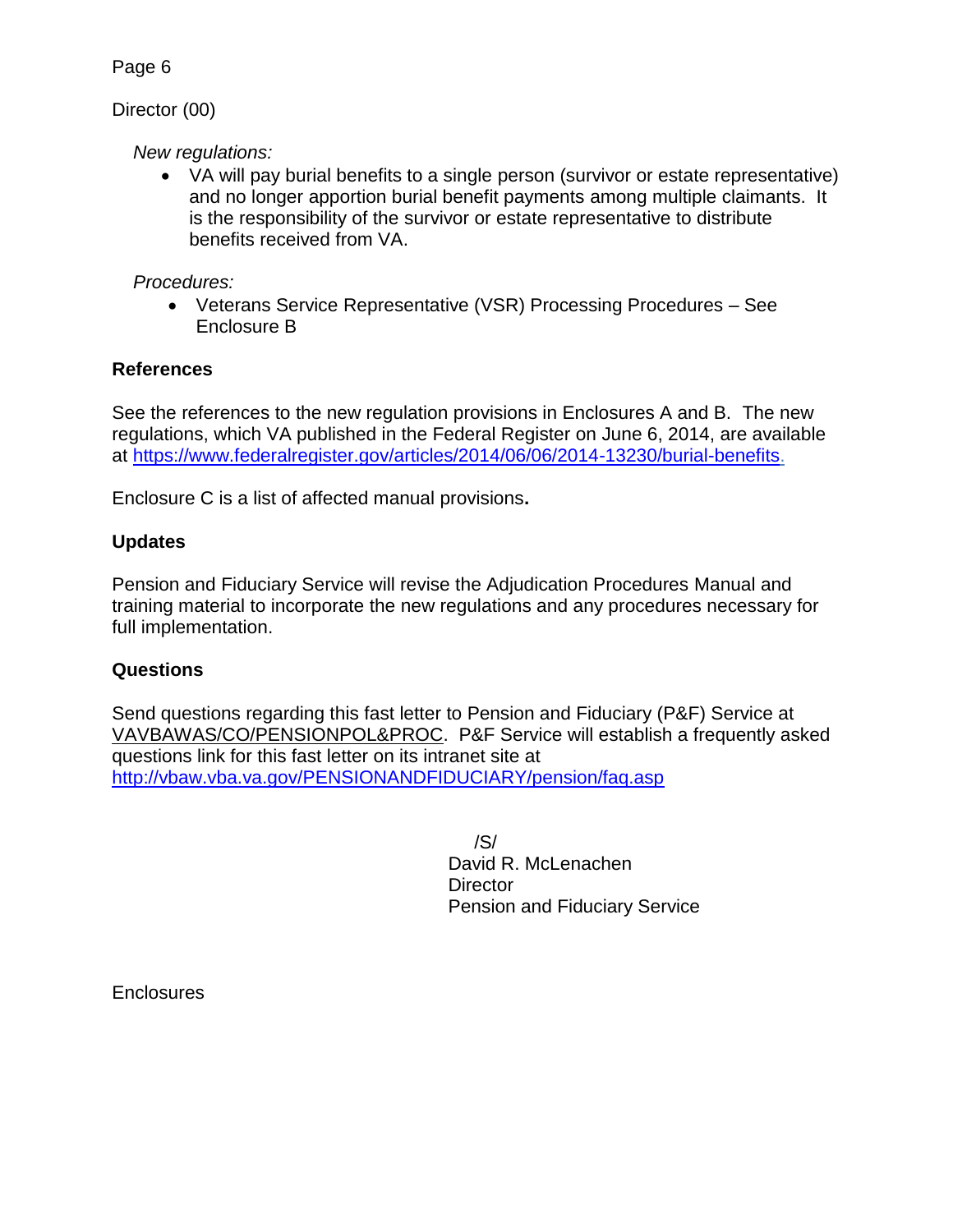Director (00)

*New regulations:*

- VA will pay burial benefits to a single person (survivor or estate representative) and no longer apportion burial benefit payments among multiple claimants. It is the responsibility of the survivor or estate representative to distribute benefits received from VA.

*Procedures:*

- Veterans Service Representative (VSR) Processing Procedures – See Enclosure B

**References**

See the references to the new regulation provisions in Enclosures A and B. The new regulations, which VA published in the Federal Register on June 6, 2014, are available at https://www.federalregister.gov/articles/2014/06/06/2014-13230/burial-benefits.

Enclosure C is a list of affected manual provisions**.**

**Updates**

Pension and Fiduciary Service will revise the Adjudication Procedures Manual and training material to incorporate the new regulations and any procedures necessary for full implementation.

**Questions**

Send questions regarding this fast letter to Pension and Fiduciary (P&F) Service at VAVBAWAS/CO/PENSIONPOL&PROC. P&F Service will establish a frequently asked questions link for this fast letter on its intranet site at http://vbaw.vba.va.gov/PENSIONANDFIDUCIARY/pension/faq.asp

/S/
David R. McLenachen
Director
Pension and Fiduciary Service

Enclosures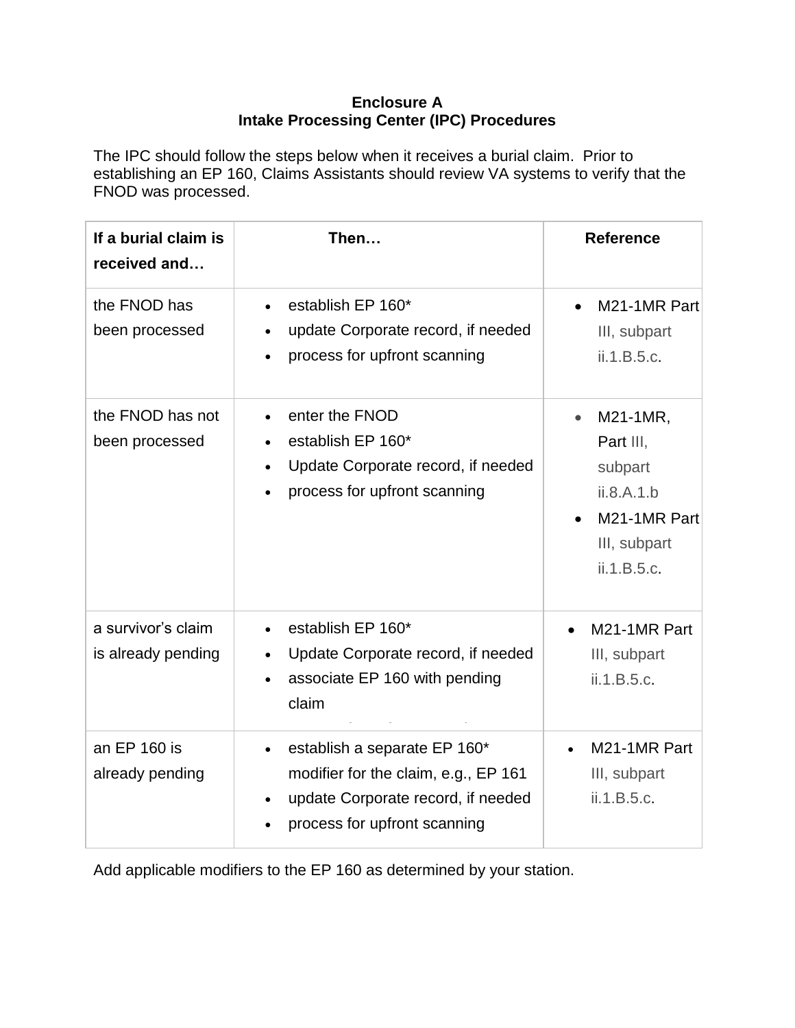**Enclosure A**
**Intake Processing Center (IPC) Procedures**

The IPC should follow the steps below when it receives a burial claim. Prior to establishing an EP 160, Claims Assistants should review VA systems to verify that the FNOD was processed.

| If a burial claim is received and… | Then… | Reference |
|---|---|---|
| the FNOD has been processed | • establish EP 160*<br>• update Corporate record, if needed<br>• process for upfront scanning | • M21-1MR Part III, subpart ii.1.B.5.c. |
| the FNOD has not been processed | • enter the FNOD<br>• establish EP 160*<br>• Update Corporate record, if needed<br>• process for upfront scanning | • M21-1MR, Part III, subpart ii.8.A.1.b<br>• M21-1MR Part III, subpart ii.1.B.5.c. |
| a survivor's claim is already pending | • establish EP 160*<br>• Update Corporate record, if needed<br>• associate EP 160 with pending claim | • M21-1MR Part III, subpart ii.1.B.5.c. |
| an EP 160 is already pending | • establish a separate EP 160* modifier for the claim, e.g., EP 161<br>• update Corporate record, if needed<br>• process for upfront scanning | • M21-1MR Part III, subpart ii.1.B.5.c. |

Add applicable modifiers to the EP 160 as determined by your station.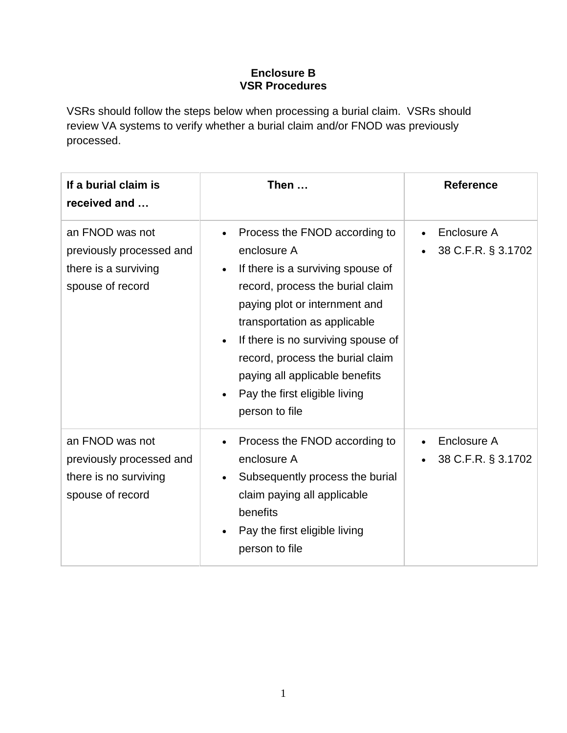**Enclosure B**
**VSR Procedures**

VSRs should follow the steps below when processing a burial claim. VSRs should review VA systems to verify whether a burial claim and/or FNOD was previously processed.

| If a burial claim is received and … | Then … | Reference |
|---|---|---|
| an FNOD was not previously processed and there is a surviving spouse of record | • Process the FNOD according to enclosure A<br>• If there is a surviving spouse of record, process the burial claim paying plot or internment and transportation as applicable<br>• If there is no surviving spouse of record, process the burial claim paying all applicable benefits<br>• Pay the first eligible living person to file | • Enclosure A<br>• 38 C.F.R. § 3.1702 |
| an FNOD was not previously processed and there is no surviving spouse of record | • Process the FNOD according to enclosure A<br>• Subsequently process the burial claim paying all applicable benefits<br>• Pay the first eligible living person to file | • Enclosure A<br>• 38 C.F.R. § 3.1702 |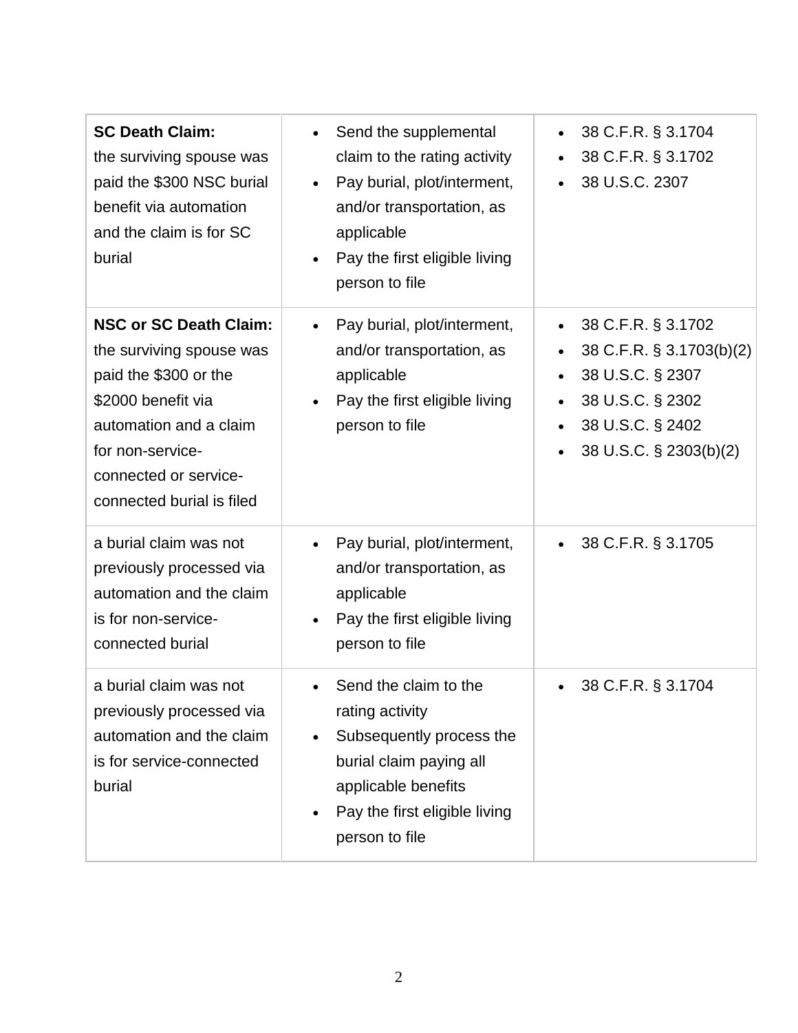| | | |
|---|---|---|
| **SC Death Claim:** the surviving spouse was paid the $300 NSC burial benefit via automation and the claim is for SC burial | • Send the supplemental claim to the rating activity<br>• Pay burial, plot/interment, and/or transportation, as applicable<br>• Pay the first eligible living person to file | • 38 C.F.R. § 3.1704<br>• 38 C.F.R. § 3.1702<br>• 38 U.S.C. 2307 |
| **NSC or SC Death Claim:** the surviving spouse was paid the $300 or the $2000 benefit via automation and a claim for non-service-connected or service-connected burial is filed | • Pay burial, plot/interment, and/or transportation, as applicable<br>• Pay the first eligible living person to file | • 38 C.F.R. § 3.1702<br>• 38 C.F.R. § 3.1703(b)(2)<br>• 38 U.S.C. § 2307<br>• 38 U.S.C. § 2302<br>• 38 U.S.C. § 2402<br>• 38 U.S.C. § 2303(b)(2) |
| a burial claim was not previously processed via automation and the claim is for non-service-connected burial | • Pay burial, plot/interment, and/or transportation, as applicable<br>• Pay the first eligible living person to file | • 38 C.F.R. § 3.1705 |
| a burial claim was not previously processed via automation and the claim is for service-connected burial | • Send the claim to the rating activity<br>• Subsequently process the burial claim paying all applicable benefits<br>• Pay the first eligible living person to file | • 38 C.F.R. § 3.1704 |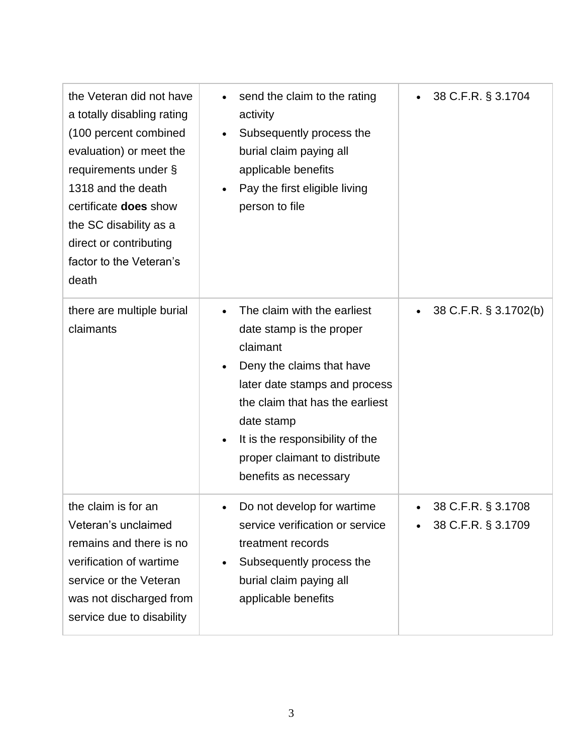| | | |
|---|---|---|
| the Veteran did not have a totally disabling rating (100 percent combined evaluation) or meet the requirements under § 1318 and the death certificate **does** show the SC disability as a direct or contributing factor to the Veteran's death | • send the claim to the rating activity<br>• Subsequently process the burial claim paying all applicable benefits<br>• Pay the first eligible living person to file | • 38 C.F.R. § 3.1704 |
| there are multiple burial claimants | • The claim with the earliest date stamp is the proper claimant<br>• Deny the claims that have later date stamps and process the claim that has the earliest date stamp<br>• It is the responsibility of the proper claimant to distribute benefits as necessary | • 38 C.F.R. § 3.1702(b) |
| the claim is for an Veteran's unclaimed remains and there is no verification of wartime service or the Veteran was not discharged from service due to disability | • Do not develop for wartime service verification or service treatment records<br>• Subsequently process the burial claim paying all applicable benefits | • 38 C.F.R. § 3.1708<br>• 38 C.F.R. § 3.1709 |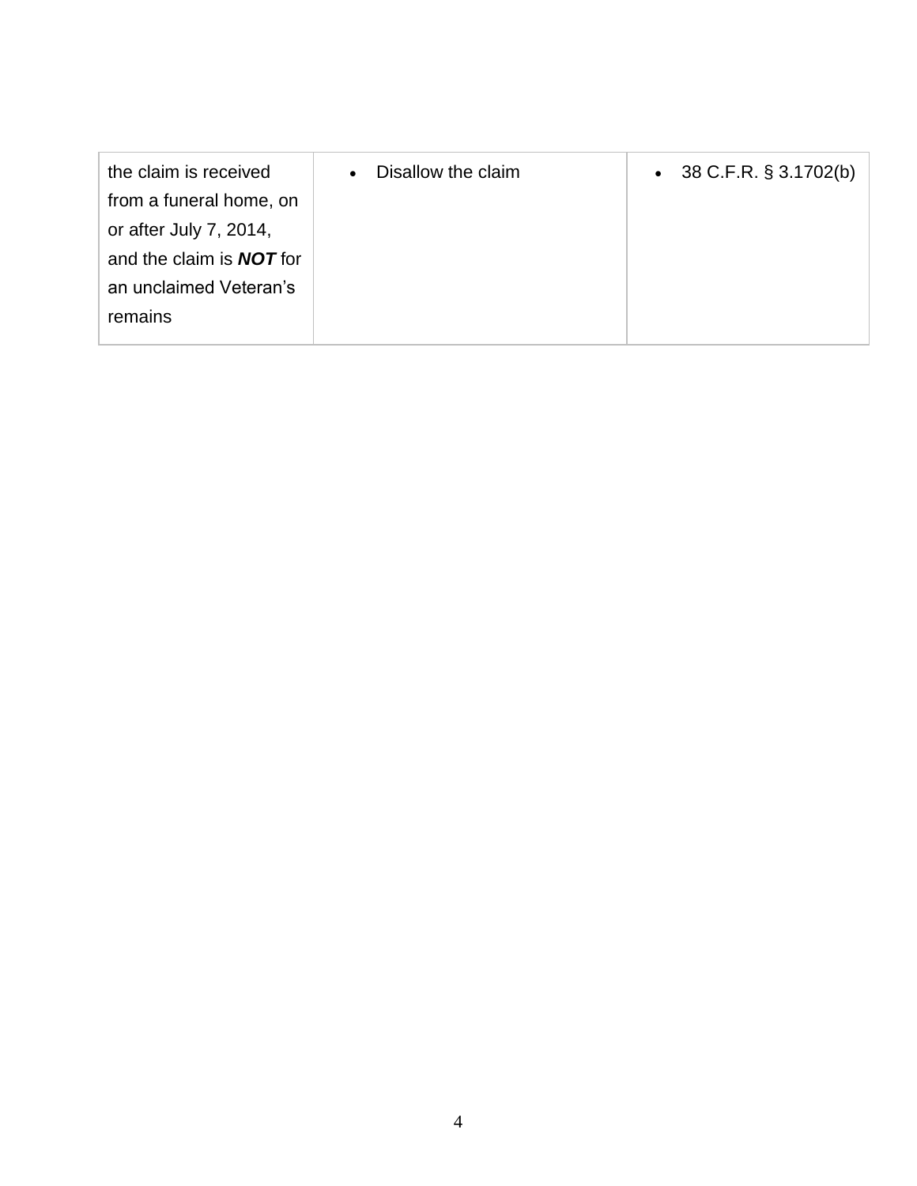| | | |
|---|---|---|
| the claim is received from a funeral home, on or after July 7, 2014, and the claim is ***NOT*** for an unclaimed Veteran's remains | • Disallow the claim | • 38 C.F.R. § 3.1702(b) |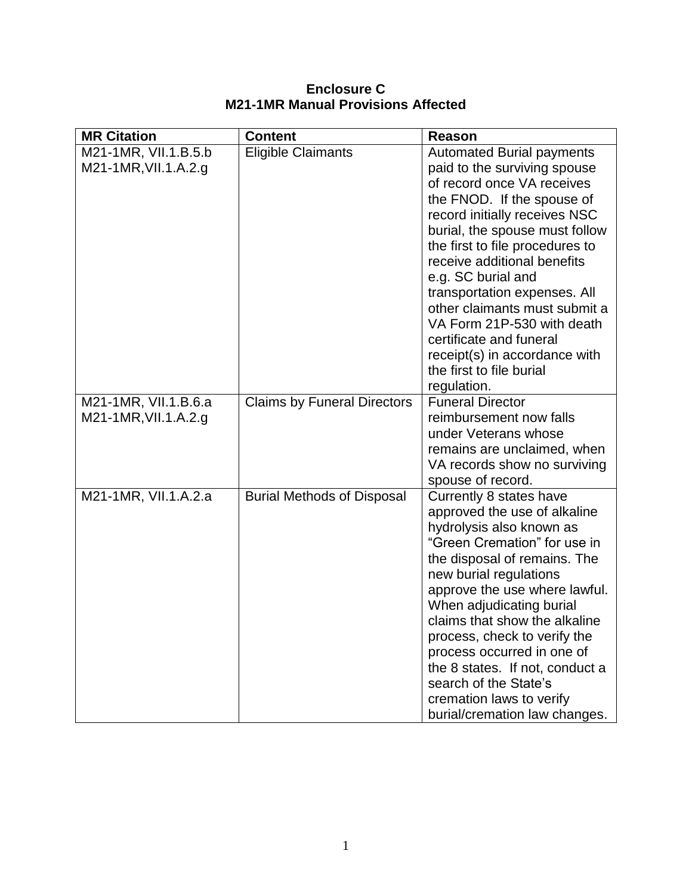**Enclosure C**
**M21-1MR Manual Provisions Affected**

| MR Citation | Content | Reason |
| --- | --- | --- |
| M21-1MR, VII.1.B.5.b<br>M21-1MR,VII.1.A.2.g | Eligible Claimants | Automated Burial payments paid to the surviving spouse of record once VA receives the FNOD. If the spouse of record initially receives NSC burial, the spouse must follow the first to file procedures to receive additional benefits e.g. SC burial and transportation expenses. All other claimants must submit a VA Form 21P-530 with death certificate and funeral receipt(s) in accordance with the first to file burial regulation. |
| M21-1MR, VII.1.B.6.a<br>M21-1MR,VII.1.A.2.g | Claims by Funeral Directors | Funeral Director reimbursement now falls under Veterans whose remains are unclaimed, when VA records show no surviving spouse of record. |
| M21-1MR, VII.1.A.2.a | Burial Methods of Disposal | Currently 8 states have approved the use of alkaline hydrolysis also known as "Green Cremation" for use in the disposal of remains. The new burial regulations approve the use where lawful. When adjudicating burial claims that show the alkaline process, check to verify the process occurred in one of the 8 states. If not, conduct a search of the State's cremation laws to verify burial/cremation law changes. |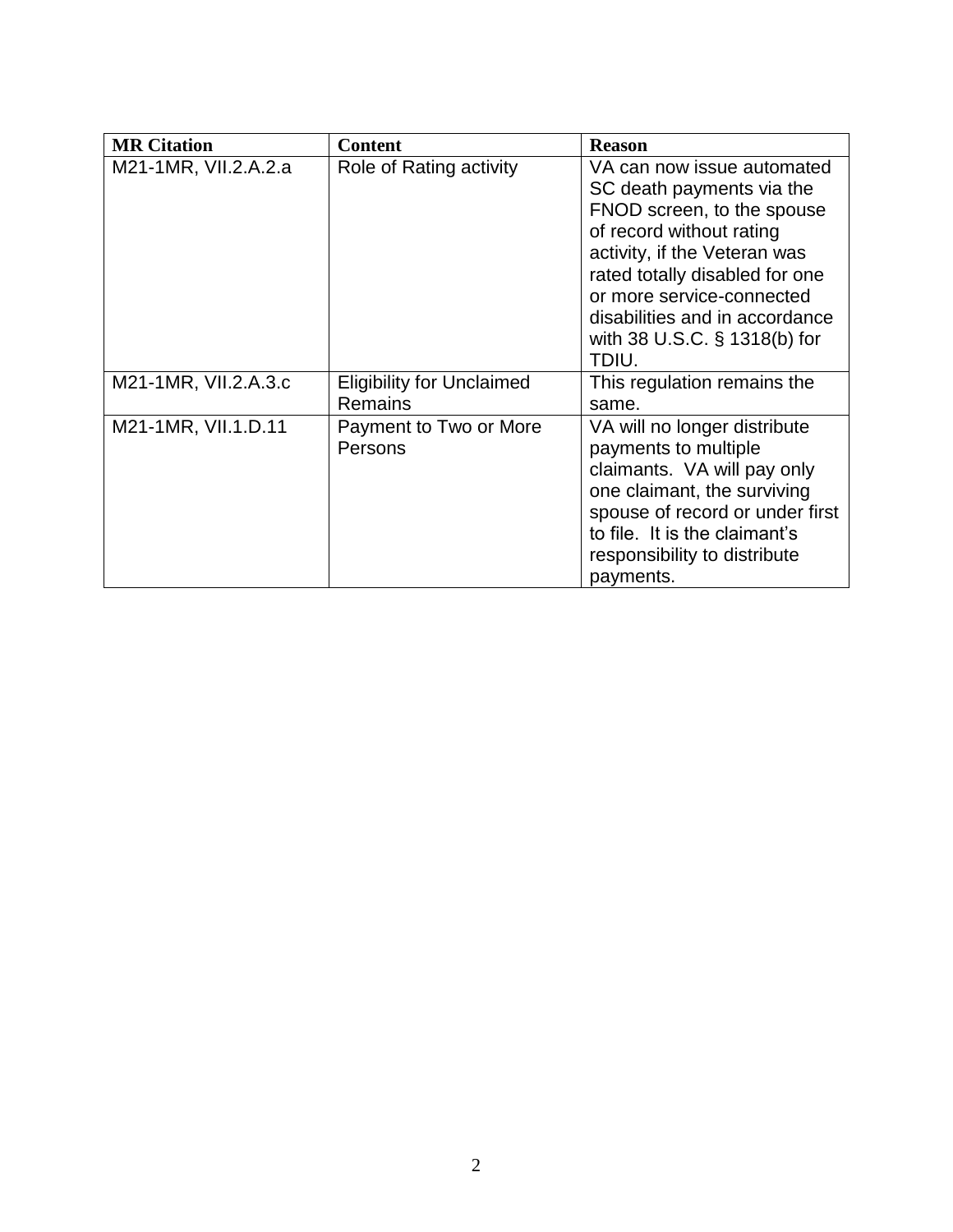| MR Citation | Content | Reason |
|---|---|---|
| M21-1MR, VII.2.A.2.a | Role of Rating activity | VA can now issue automated SC death payments via the FNOD screen, to the spouse of record without rating activity, if the Veteran was rated totally disabled for one or more service-connected disabilities and in accordance with 38 U.S.C. § 1318(b) for TDIU. |
| M21-1MR, VII.2.A.3.c | Eligibility for Unclaimed Remains | This regulation remains the same. |
| M21-1MR, VII.1.D.11 | Payment to Two or More Persons | VA will no longer distribute payments to multiple claimants. VA will pay only one claimant, the surviving spouse of record or under first to file. It is the claimant's responsibility to distribute payments. |